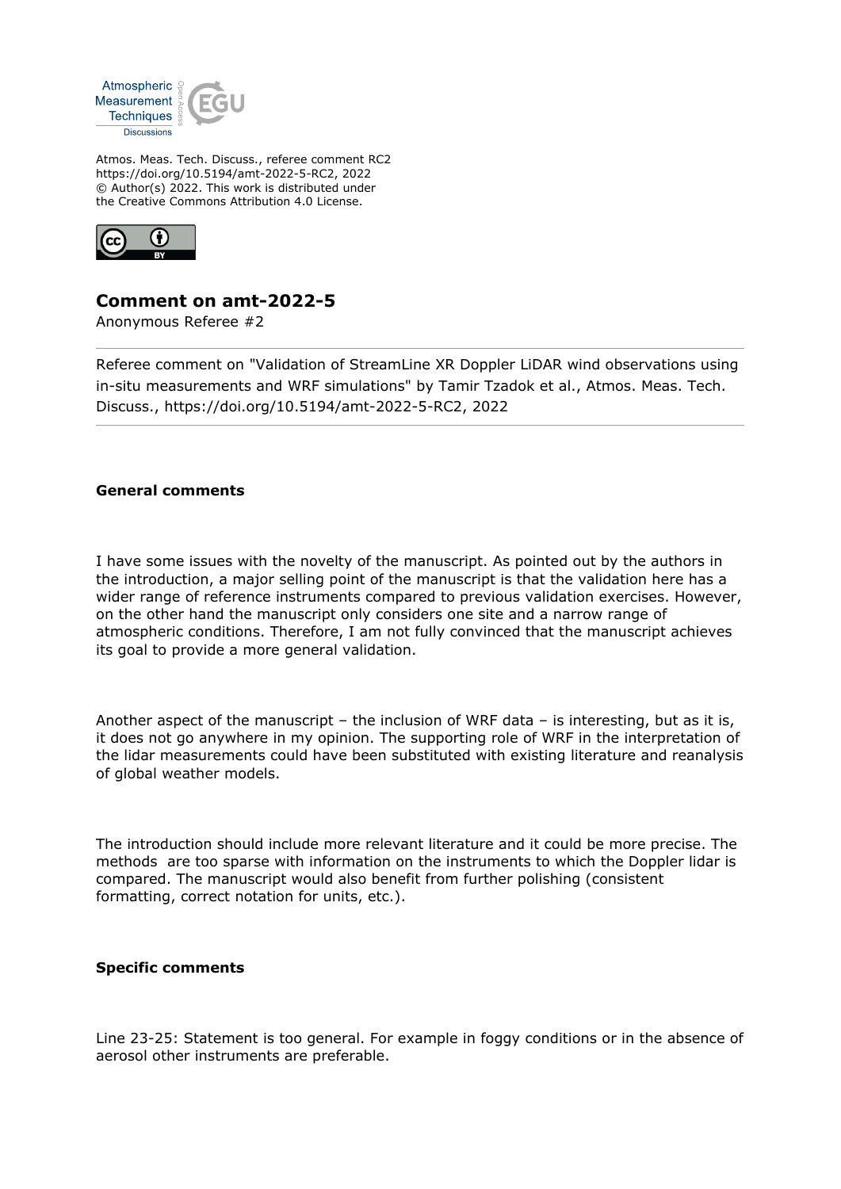Atmos. Meas. Tech. Discuss., referee comment RC2
https://doi.org/10.5194/amt-2022-5-RC2, 2022
© Author(s) 2022. This work is distributed under
the Creative Commons Attribution 4.0 License.

## Comment on amt-2022-5

Anonymous Referee #2

---

Referee comment on "Validation of StreamLine XR Doppler LiDAR wind observations using in-situ measurements and WRF simulations" by Tamir Tzadok et al., Atmos. Meas. Tech. Discuss., https://doi.org/10.5194/amt-2022-5-RC2, 2022

---

### General comments

I have some issues with the novelty of the manuscript. As pointed out by the authors in the introduction, a major selling point of the manuscript is that the validation here has a wider range of reference instruments compared to previous validation exercises. However, on the other hand the manuscript only considers one site and a narrow range of atmospheric conditions. Therefore, I am not fully convinced that the manuscript achieves its goal to provide a more general validation.

Another aspect of the manuscript – the inclusion of WRF data – is interesting, but as it is, it does not go anywhere in my opinion. The supporting role of WRF in the interpretation of the lidar measurements could have been substituted with existing literature and reanalysis of global weather models.

The introduction should include more relevant literature and it could be more precise. The methods are too sparse with information on the instruments to which the Doppler lidar is compared. The manuscript would also benefit from further polishing (consistent formatting, correct notation for units, etc.).

### Specific comments

Line 23-25: Statement is too general. For example in foggy conditions or in the absence of aerosol other instruments are preferable.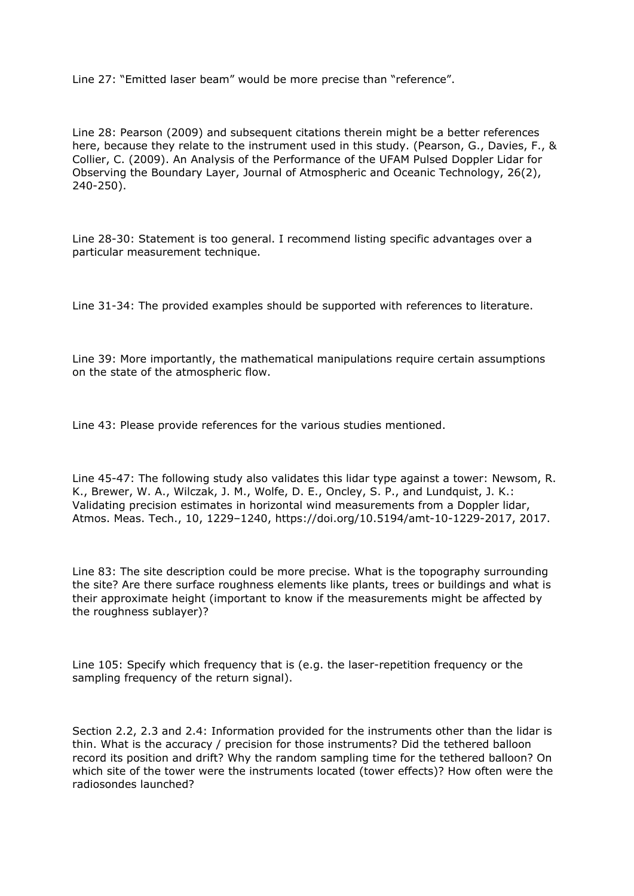Line 27: “Emitted laser beam” would be more precise than “reference”.

Line 28: Pearson (2009) and subsequent citations therein might be a better references here, because they relate to the instrument used in this study. (Pearson, G., Davies, F., & Collier, C. (2009). An Analysis of the Performance of the UFAM Pulsed Doppler Lidar for Observing the Boundary Layer, Journal of Atmospheric and Oceanic Technology, 26(2), 240-250).

Line 28-30: Statement is too general. I recommend listing specific advantages over a particular measurement technique.

Line 31-34: The provided examples should be supported with references to literature.

Line 39: More importantly, the mathematical manipulations require certain assumptions on the state of the atmospheric flow.

Line 43: Please provide references for the various studies mentioned.

Line 45-47: The following study also validates this lidar type against a tower: Newsom, R. K., Brewer, W. A., Wilczak, J. M., Wolfe, D. E., Oncley, S. P., and Lundquist, J. K.: Validating precision estimates in horizontal wind measurements from a Doppler lidar, Atmos. Meas. Tech., 10, 1229–1240, https://doi.org/10.5194/amt-10-1229-2017, 2017.

Line 83: The site description could be more precise. What is the topography surrounding the site? Are there surface roughness elements like plants, trees or buildings and what is their approximate height (important to know if the measurements might be affected by the roughness sublayer)?

Line 105: Specify which frequency that is (e.g. the laser-repetition frequency or the sampling frequency of the return signal).

Section 2.2, 2.3 and 2.4: Information provided for the instruments other than the lidar is thin. What is the accuracy / precision for those instruments? Did the tethered balloon record its position and drift? Why the random sampling time for the tethered balloon? On which site of the tower were the instruments located (tower effects)? How often were the radiosondes launched?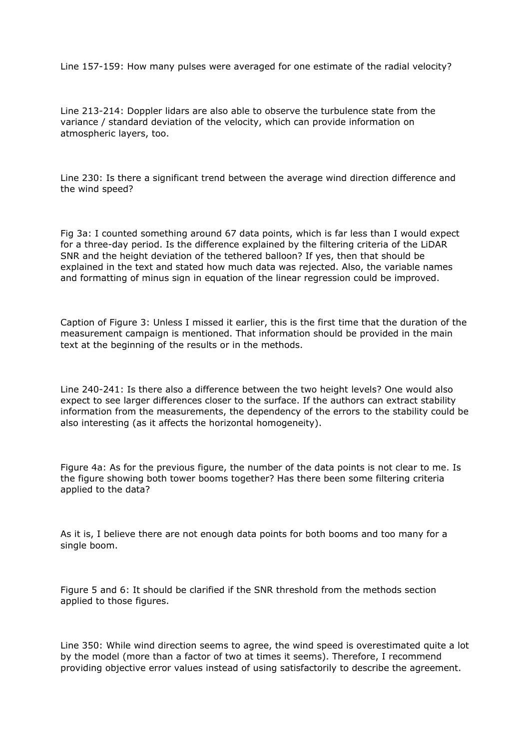Line 157-159: How many pulses were averaged for one estimate of the radial velocity?

Line 213-214: Doppler lidars are also able to observe the turbulence state from the variance / standard deviation of the velocity, which can provide information on atmospheric layers, too.

Line 230: Is there a significant trend between the average wind direction difference and the wind speed?

Fig 3a: I counted something around 67 data points, which is far less than I would expect for a three-day period. Is the difference explained by the filtering criteria of the LiDAR SNR and the height deviation of the tethered balloon? If yes, then that should be explained in the text and stated how much data was rejected. Also, the variable names and formatting of minus sign in equation of the linear regression could be improved.

Caption of Figure 3: Unless I missed it earlier, this is the first time that the duration of the measurement campaign is mentioned. That information should be provided in the main text at the beginning of the results or in the methods.

Line 240-241: Is there also a difference between the two height levels? One would also expect to see larger differences closer to the surface. If the authors can extract stability information from the measurements, the dependency of the errors to the stability could be also interesting (as it affects the horizontal homogeneity).

Figure 4a: As for the previous figure, the number of the data points is not clear to me. Is the figure showing both tower booms together? Has there been some filtering criteria applied to the data?

As it is, I believe there are not enough data points for both booms and too many for a single boom.

Figure 5 and 6: It should be clarified if the SNR threshold from the methods section applied to those figures.

Line 350: While wind direction seems to agree, the wind speed is overestimated quite a lot by the model (more than a factor of two at times it seems). Therefore, I recommend providing objective error values instead of using satisfactorily to describe the agreement.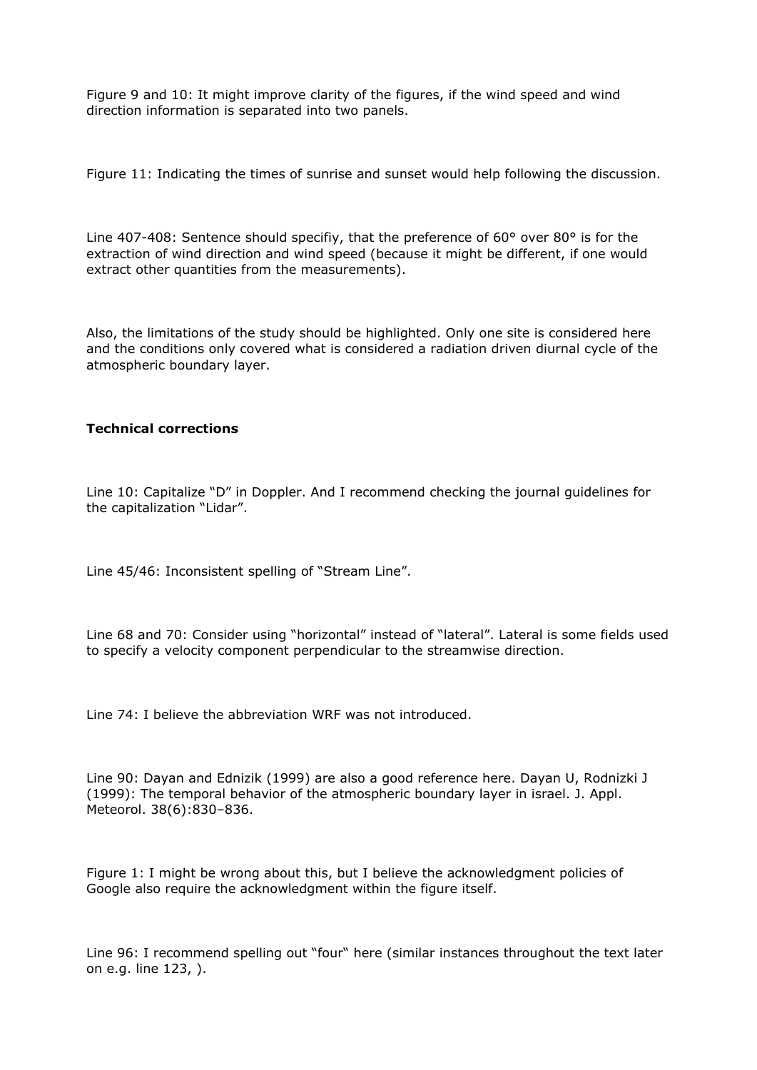Figure 9 and 10: It might improve clarity of the figures, if the wind speed and wind direction information is separated into two panels.

Figure 11: Indicating the times of sunrise and sunset would help following the discussion.

Line 407-408: Sentence should specifiy, that the preference of 60° over 80° is for the extraction of wind direction and wind speed (because it might be different, if one would extract other quantities from the measurements).

Also, the limitations of the study should be highlighted. Only one site is considered here and the conditions only covered what is considered a radiation driven diurnal cycle of the atmospheric boundary layer.

**Technical corrections**

Line 10: Capitalize "D" in Doppler. And I recommend checking the journal guidelines for the capitalization "Lidar".

Line 45/46: Inconsistent spelling of "Stream Line".

Line 68 and 70: Consider using "horizontal" instead of "lateral". Lateral is some fields used to specify a velocity component perpendicular to the streamwise direction.

Line 74: I believe the abbreviation WRF was not introduced.

Line 90: Dayan and Ednizik (1999) are also a good reference here. Dayan U, Rodnizki J (1999): The temporal behavior of the atmospheric boundary layer in israel. J. Appl. Meteorol. 38(6):830–836.

Figure 1: I might be wrong about this, but I believe the acknowledgment policies of Google also require the acknowledgment within the figure itself.

Line 96: I recommend spelling out "four" here (similar instances throughout the text later on e.g. line 123, ).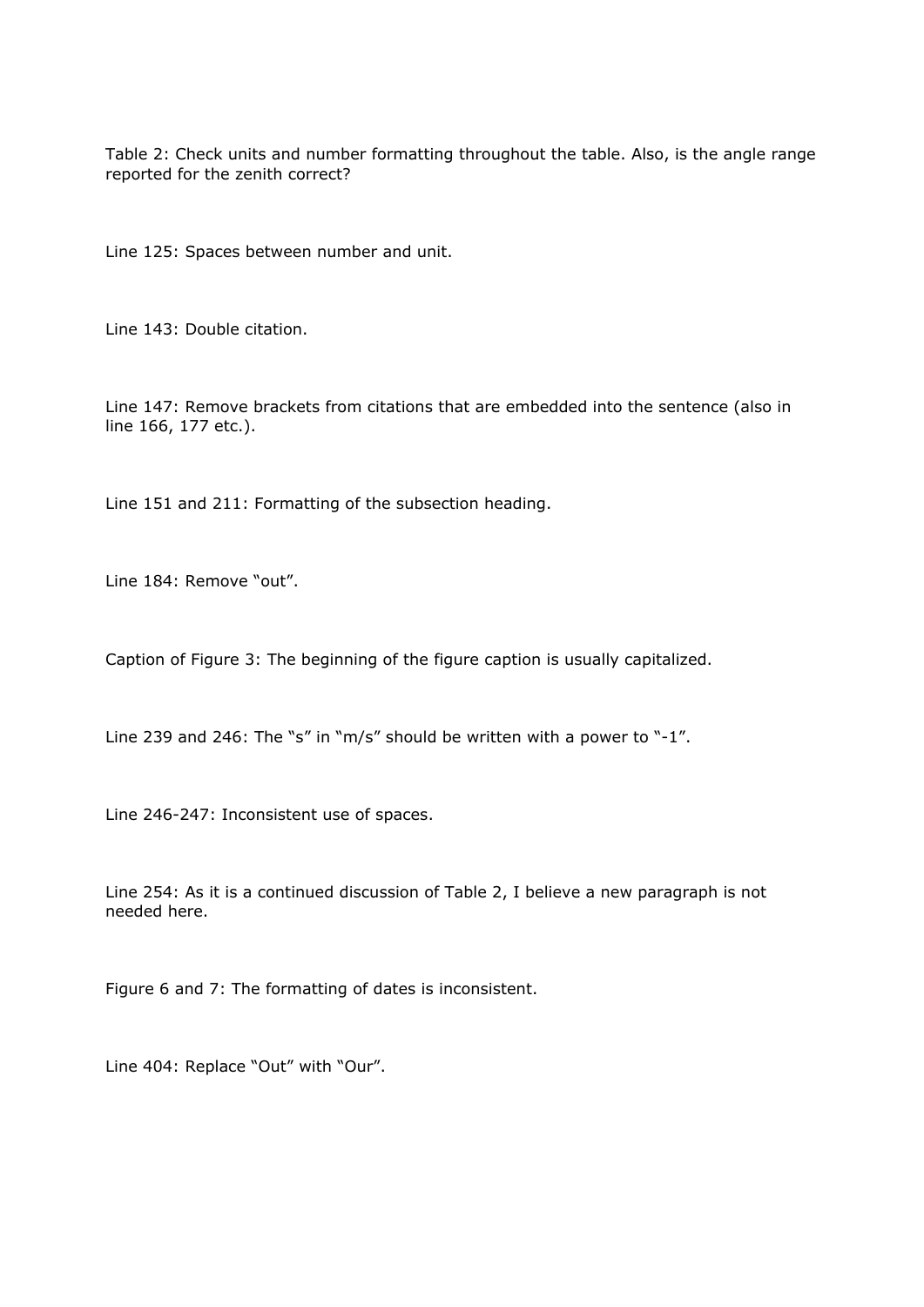Table 2: Check units and number formatting throughout the table. Also, is the angle range reported for the zenith correct?

Line 125: Spaces between number and unit.

Line 143: Double citation.

Line 147: Remove brackets from citations that are embedded into the sentence (also in line 166, 177 etc.).

Line 151 and 211: Formatting of the subsection heading.

Line 184: Remove “out”.

Caption of Figure 3: The beginning of the figure caption is usually capitalized.

Line 239 and 246: The “s” in “m/s” should be written with a power to “-1”.

Line 246-247: Inconsistent use of spaces.

Line 254: As it is a continued discussion of Table 2, I believe a new paragraph is not needed here.

Figure 6 and 7: The formatting of dates is inconsistent.

Line 404: Replace “Out” with “Our”.